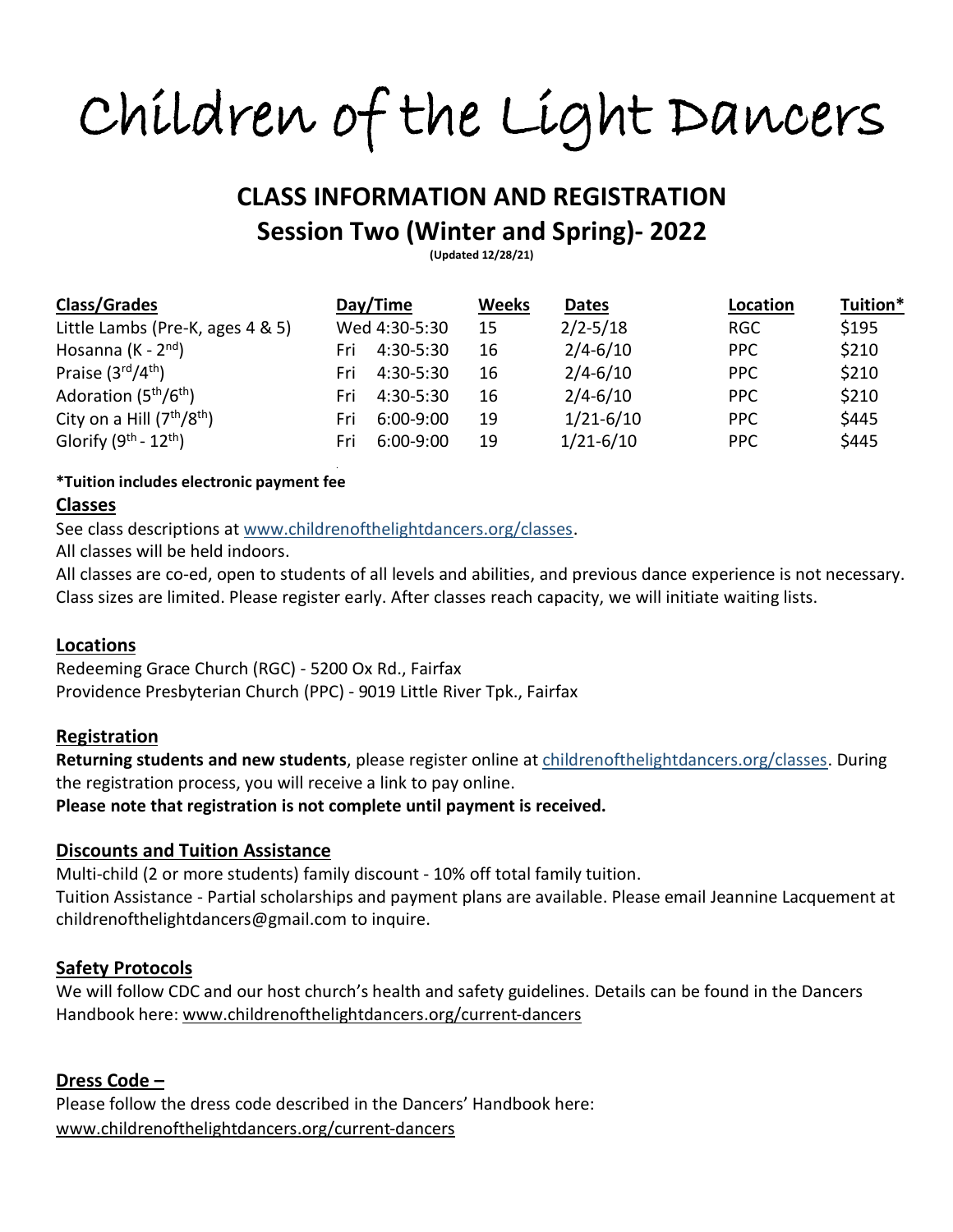# Children of the Light Dancers

## CLASS INFORMATION AND REGISTRATION
## Session Two (Winter and Spring)- 2022

**(Updated 12/28/21)**

| Class/Grades | Day/Time | Weeks | Dates | Location | Tuition* |
|---|---|---|---|---|---|
| Little Lambs (Pre-K, ages 4 & 5) | Wed 4:30-5:30 | 15 | 2/2-5/18 | RGC | $195 |
| Hosanna (K - 2nd) | Fri 4:30-5:30 | 16 | 2/4-6/10 | PPC | $210 |
| Praise (3rd/4th) | Fri 4:30-5:30 | 16 | 2/4-6/10 | PPC | $210 |
| Adoration (5th/6th) | Fri 4:30-5:30 | 16 | 2/4-6/10 | PPC | $210 |
| City on a Hill (7th/8th) | Fri 6:00-9:00 | 19 | 1/21-6/10 | PPC | $445 |
| Glorify (9th - 12th) | Fri 6:00-9:00 | 19 | 1/21-6/10 | PPC | $445 |

**\*Tuition includes electronic payment fee**

### Classes

See class descriptions at www.childrenofthelightdancers.org/classes.

All classes will be held indoors.

All classes are co-ed, open to students of all levels and abilities, and previous dance experience is not necessary. Class sizes are limited. Please register early. After classes reach capacity, we will initiate waiting lists.

### Locations

Redeeming Grace Church (RGC) - 5200 Ox Rd., Fairfax

Providence Presbyterian Church (PPC) - 9019 Little River Tpk., Fairfax

### Registration

**Returning students and new students**, please register online at childrenofthelightdancers.org/classes. During the registration process, you will receive a link to pay online.

**Please note that registration is not complete until payment is received.**

### Discounts and Tuition Assistance

Multi-child (2 or more students) family discount - 10% off total family tuition.

Tuition Assistance - Partial scholarships and payment plans are available. Please email Jeannine Lacquement at childrenofthelightdancers@gmail.com to inquire.

### Safety Protocols

We will follow CDC and our host church's health and safety guidelines. Details can be found in the Dancers Handbook here: www.childrenofthelightdancers.org/current-dancers

### Dress Code –

Please follow the dress code described in the Dancers' Handbook here: www.childrenofthelightdancers.org/current-dancers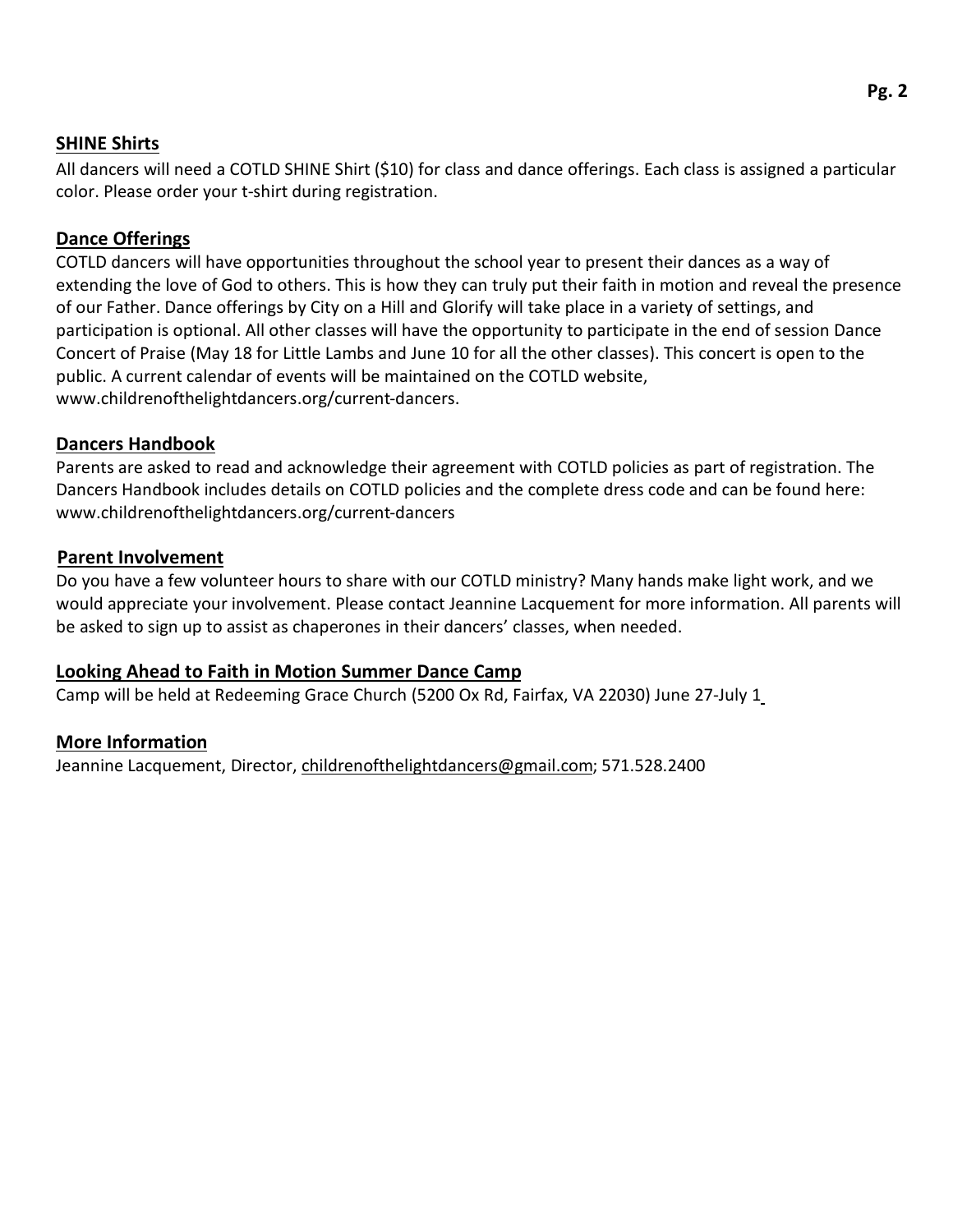## SHINE Shirts

All dancers will need a COTLD SHINE Shirt ($10) for class and dance offerings. Each class is assigned a particular color. Please order your t-shirt during registration.

## Dance Offerings

COTLD dancers will have opportunities throughout the school year to present their dances as a way of extending the love of God to others. This is how they can truly put their faith in motion and reveal the presence of our Father. Dance offerings by City on a Hill and Glorify will take place in a variety of settings, and participation is optional. All other classes will have the opportunity to participate in the end of session Dance Concert of Praise (May 18 for Little Lambs and June 10 for all the other classes). This concert is open to the public. A current calendar of events will be maintained on the COTLD website, www.childrenofthelightdancers.org/current-dancers.

## Dancers Handbook

Parents are asked to read and acknowledge their agreement with COTLD policies as part of registration. The Dancers Handbook includes details on COTLD policies and the complete dress code and can be found here: www.childrenofthelightdancers.org/current-dancers

## Parent Involvement

Do you have a few volunteer hours to share with our COTLD ministry? Many hands make light work, and we would appreciate your involvement. Please contact Jeannine Lacquement for more information. All parents will be asked to sign up to assist as chaperones in their dancers' classes, when needed.

## Looking Ahead to Faith in Motion Summer Dance Camp

Camp will be held at Redeeming Grace Church (5200 Ox Rd, Fairfax, VA 22030) June 27-July 1

## More Information

Jeannine Lacquement, Director, childrenofthelightdancers@gmail.com; 571.528.2400